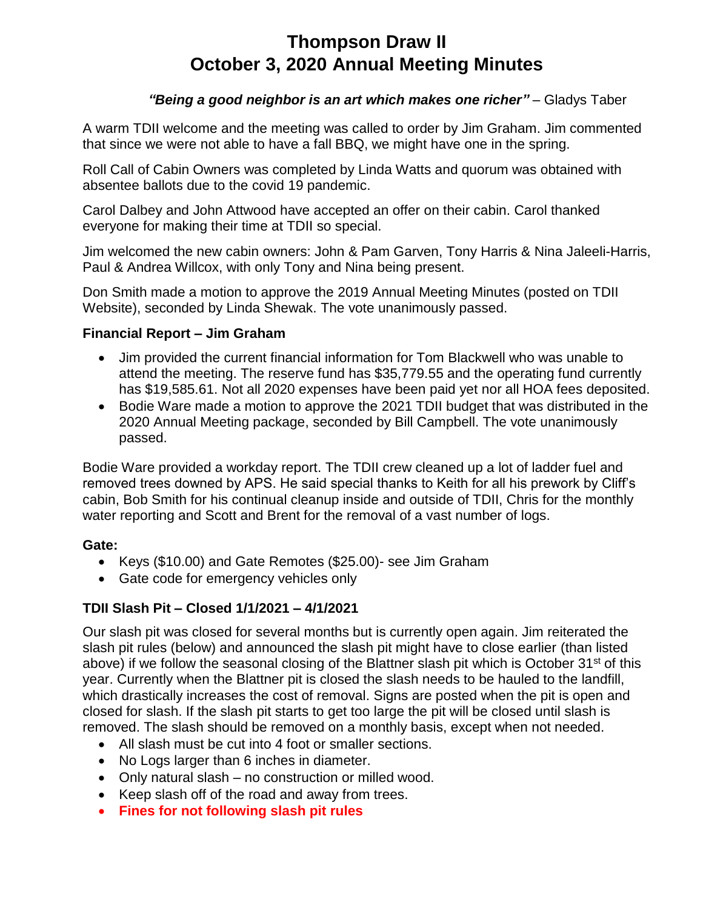# Thompson Draw II
# October 3, 2020 Annual Meeting Minutes

***"Being a good neighbor is an art which makes one richer"*** – Gladys Taber

A warm TDII welcome and the meeting was called to order by Jim Graham. Jim commented that since we were not able to have a fall BBQ, we might have one in the spring.

Roll Call of Cabin Owners was completed by Linda Watts and quorum was obtained with absentee ballots due to the covid 19 pandemic.

Carol Dalbey and John Attwood have accepted an offer on their cabin. Carol thanked everyone for making their time at TDII so special.

Jim welcomed the new cabin owners: John & Pam Garven, Tony Harris & Nina Jaleeli-Harris, Paul & Andrea Willcox, with only Tony and Nina being present.

Don Smith made a motion to approve the 2019 Annual Meeting Minutes (posted on TDII Website), seconded by Linda Shewak. The vote unanimously passed.

### Financial Report – Jim Graham

- Jim provided the current financial information for Tom Blackwell who was unable to attend the meeting. The reserve fund has $35,779.55 and the operating fund currently has $19,585.61. Not all 2020 expenses have been paid yet nor all HOA fees deposited.
- Bodie Ware made a motion to approve the 2021 TDII budget that was distributed in the 2020 Annual Meeting package, seconded by Bill Campbell. The vote unanimously passed.

Bodie Ware provided a workday report. The TDII crew cleaned up a lot of ladder fuel and removed trees downed by APS. He said special thanks to Keith for all his prework by Cliff's cabin, Bob Smith for his continual cleanup inside and outside of TDII, Chris for the monthly water reporting and Scott and Brent for the removal of a vast number of logs.

### Gate:

- Keys ($10.00) and Gate Remotes ($25.00)- see Jim Graham
- Gate code for emergency vehicles only

### TDII Slash Pit – Closed 1/1/2021 – 4/1/2021

Our slash pit was closed for several months but is currently open again. Jim reiterated the slash pit rules (below) and announced the slash pit might have to close earlier (than listed above) if we follow the seasonal closing of the Blattner slash pit which is October 31st of this year. Currently when the Blattner pit is closed the slash needs to be hauled to the landfill, which drastically increases the cost of removal. Signs are posted when the pit is open and closed for slash. If the slash pit starts to get too large the pit will be closed until slash is removed. The slash should be removed on a monthly basis, except when not needed.

- All slash must be cut into 4 foot or smaller sections.
- No Logs larger than 6 inches in diameter.
- Only natural slash – no construction or milled wood.
- Keep slash off of the road and away from trees.
- **Fines for not following slash pit rules**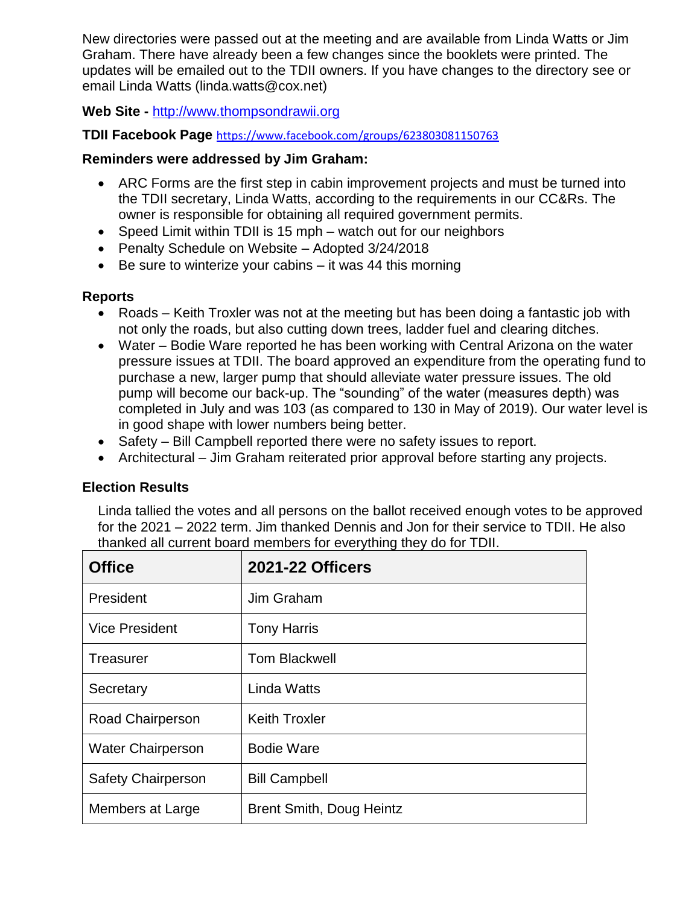New directories were passed out at the meeting and are available from Linda Watts or Jim Graham. There have already been a few changes since the booklets were printed. The updates will be emailed out to the TDII owners. If you have changes to the directory see or email Linda Watts (linda.watts@cox.net)

**Web Site -** http://www.thompsondrawii.org

**TDII Facebook Page** https://www.facebook.com/groups/623803081150763

**Reminders were addressed by Jim Graham:**

- ARC Forms are the first step in cabin improvement projects and must be turned into the TDII secretary, Linda Watts, according to the requirements in our CC&Rs. The owner is responsible for obtaining all required government permits.
- Speed Limit within TDII is 15 mph – watch out for our neighbors
- Penalty Schedule on Website – Adopted 3/24/2018
- Be sure to winterize your cabins – it was 44 this morning

**Reports**

- Roads – Keith Troxler was not at the meeting but has been doing a fantastic job with not only the roads, but also cutting down trees, ladder fuel and clearing ditches.
- Water – Bodie Ware reported he has been working with Central Arizona on the water pressure issues at TDII. The board approved an expenditure from the operating fund to purchase a new, larger pump that should alleviate water pressure issues. The old pump will become our back-up. The "sounding" of the water (measures depth) was completed in July and was 103 (as compared to 130 in May of 2019). Our water level is in good shape with lower numbers being better.
- Safety – Bill Campbell reported there were no safety issues to report.
- Architectural – Jim Graham reiterated prior approval before starting any projects.

**Election Results**

Linda tallied the votes and all persons on the ballot received enough votes to be approved for the 2021 – 2022 term. Jim thanked Dennis and Jon for their service to TDII. He also thanked all current board members for everything they do for TDII.

| Office | 2021-22 Officers |
|---|---|
| President | Jim Graham |
| Vice President | Tony Harris |
| Treasurer | Tom Blackwell |
| Secretary | Linda Watts |
| Road Chairperson | Keith Troxler |
| Water Chairperson | Bodie Ware |
| Safety Chairperson | Bill Campbell |
| Members at Large | Brent Smith, Doug Heintz |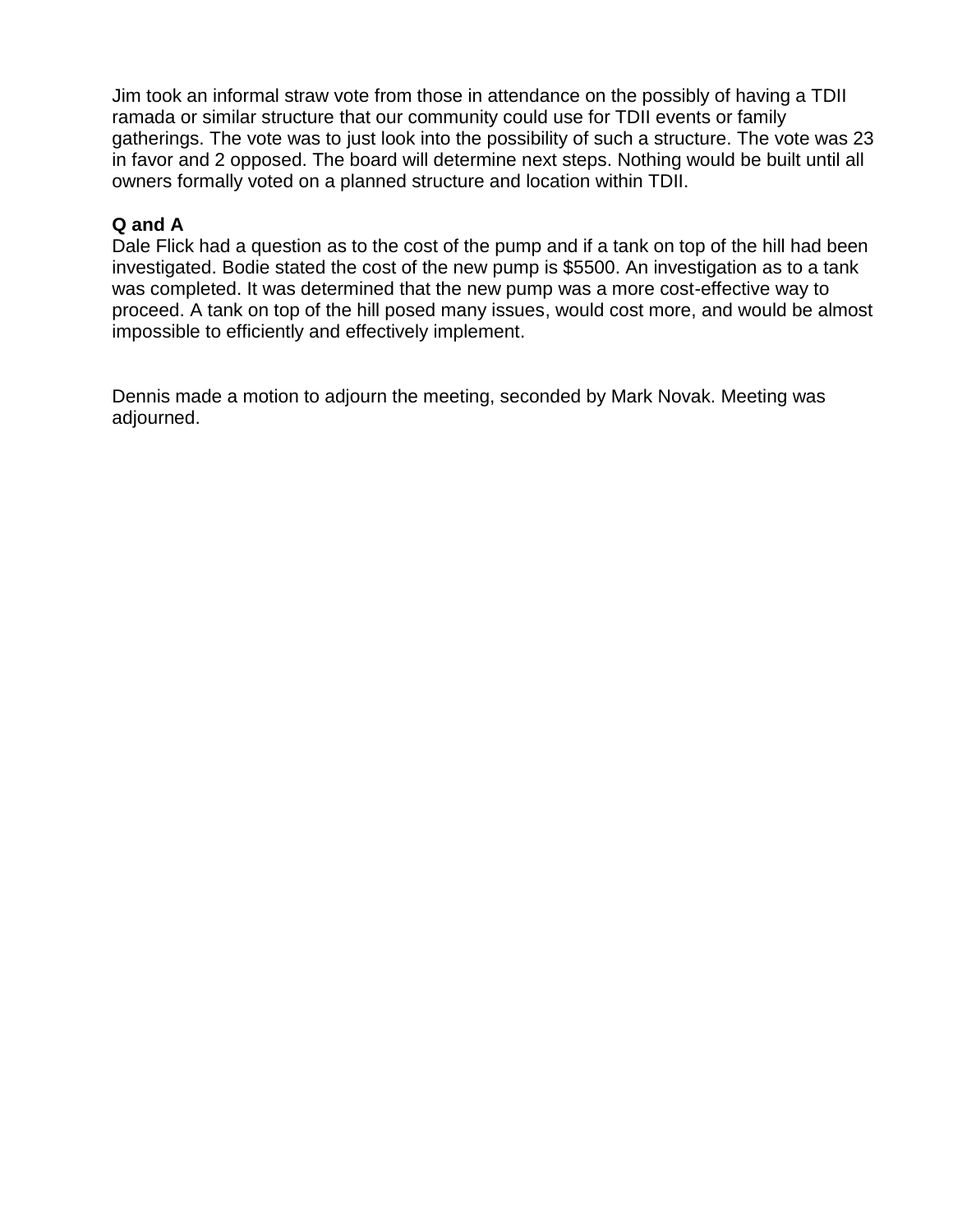Jim took an informal straw vote from those in attendance on the possibly of having a TDII ramada or similar structure that our community could use for TDII events or family gatherings. The vote was to just look into the possibility of such a structure. The vote was 23 in favor and 2 opposed. The board will determine next steps. Nothing would be built until all owners formally voted on a planned structure and location within TDII.

**Q and A**

Dale Flick had a question as to the cost of the pump and if a tank on top of the hill had been investigated. Bodie stated the cost of the new pump is $5500. An investigation as to a tank was completed. It was determined that the new pump was a more cost-effective way to proceed. A tank on top of the hill posed many issues, would cost more, and would be almost impossible to efficiently and effectively implement.

Dennis made a motion to adjourn the meeting, seconded by Mark Novak. Meeting was adjourned.